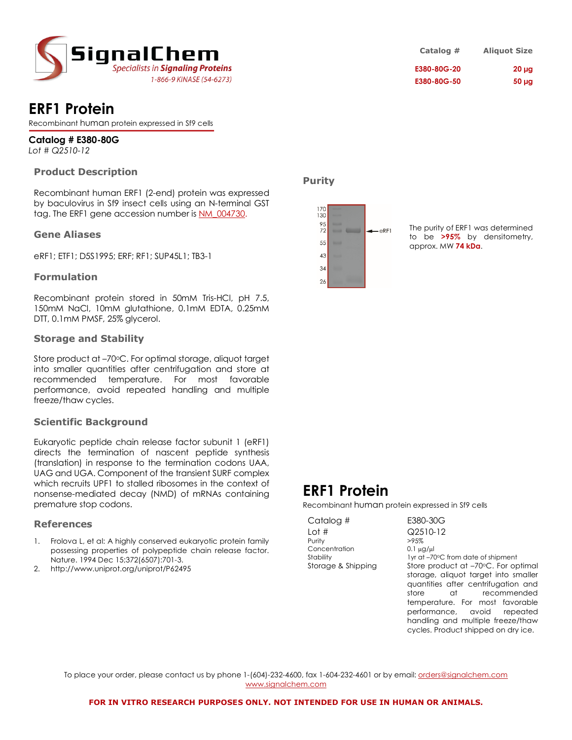# SignalChem

*Specialists in Signaling Proteins*

1-866-9 KINASE (54-6273)

| Catalog # | Aliquot Size |
|---|---|
| E380-80G-20 | 20 µg |
| E380-80G-50 | 50 µg |

# ERF1 Protein

Recombinant human protein expressed in Sf9 cells

**Catalog # E380-80G**

*Lot # Q2510-12*

## Product Description

Recombinant human ERF1 (2-end) protein was expressed by baculovirus in Sf9 insect cells using an N-terminal GST tag. The ERF1 gene accession number is NM_004730.

## Gene Aliases

eRF1; ETF1; D5S1995; ERF; RF1; SUP45L1; TB3-1

## Formulation

Recombinant protein stored in 50mM Tris-HCl, pH 7.5, 150mM NaCl, 10mM glutathione, 0.1mM EDTA, 0.25mM DTT, 0.1mM PMSF, 25% glycerol.

## Storage and Stability

Store product at –70°C. For optimal storage, aliquot target into smaller quantities after centrifugation and store at recommended temperature. For most favorable performance, avoid repeated handling and multiple freeze/thaw cycles.

## Scientific Background

Eukaryotic peptide chain release factor subunit 1 (eRF1) directs the termination of nascent peptide synthesis (translation) in response to the termination codons UAA, UAG and UGA. Component of the transient SURF complex which recruits UPF1 to stalled ribosomes in the context of nonsense-mediated decay (NMD) of mRNAs containing premature stop codons.

## References

1. Frolova L, et al: A highly conserved eukaryotic protein family possessing properties of polypeptide chain release factor. Nature. 1994 Dec 15;372(6507):701-3.
2. http://www.uniprot.org/uniprot/P62495

## Purity

170, 130, 95, 72, 55, 43, 34, 26 — eRF1

The purity of ERF1 was determined to be **>95%** by densitometry, approx. MW **74 kDa**.

# ERF1 Protein

Recombinant human protein expressed in Sf9 cells

| | |
|---|---|
| Catalog # | E380-30G |
| Lot # | Q2510-12 |
| Purity | >95% |
| Concentration | 0.1 µg/µl |
| Stability | 1yr at –70°C from date of shipment |
| Storage & Shipping | Store product at –70°C. For optimal storage, aliquot target into smaller quantities after centrifugation and store at recommended temperature. For most favorable performance, avoid repeated handling and multiple freeze/thaw cycles. Product shipped on dry ice. |

To place your order, please contact us by phone 1-(604)-232-4600, fax 1-604-232-4601 or by email: orders@signalchem.com
www.signalchem.com

**FOR IN VITRO RESEARCH PURPOSES ONLY. NOT INTENDED FOR USE IN HUMAN OR ANIMALS.**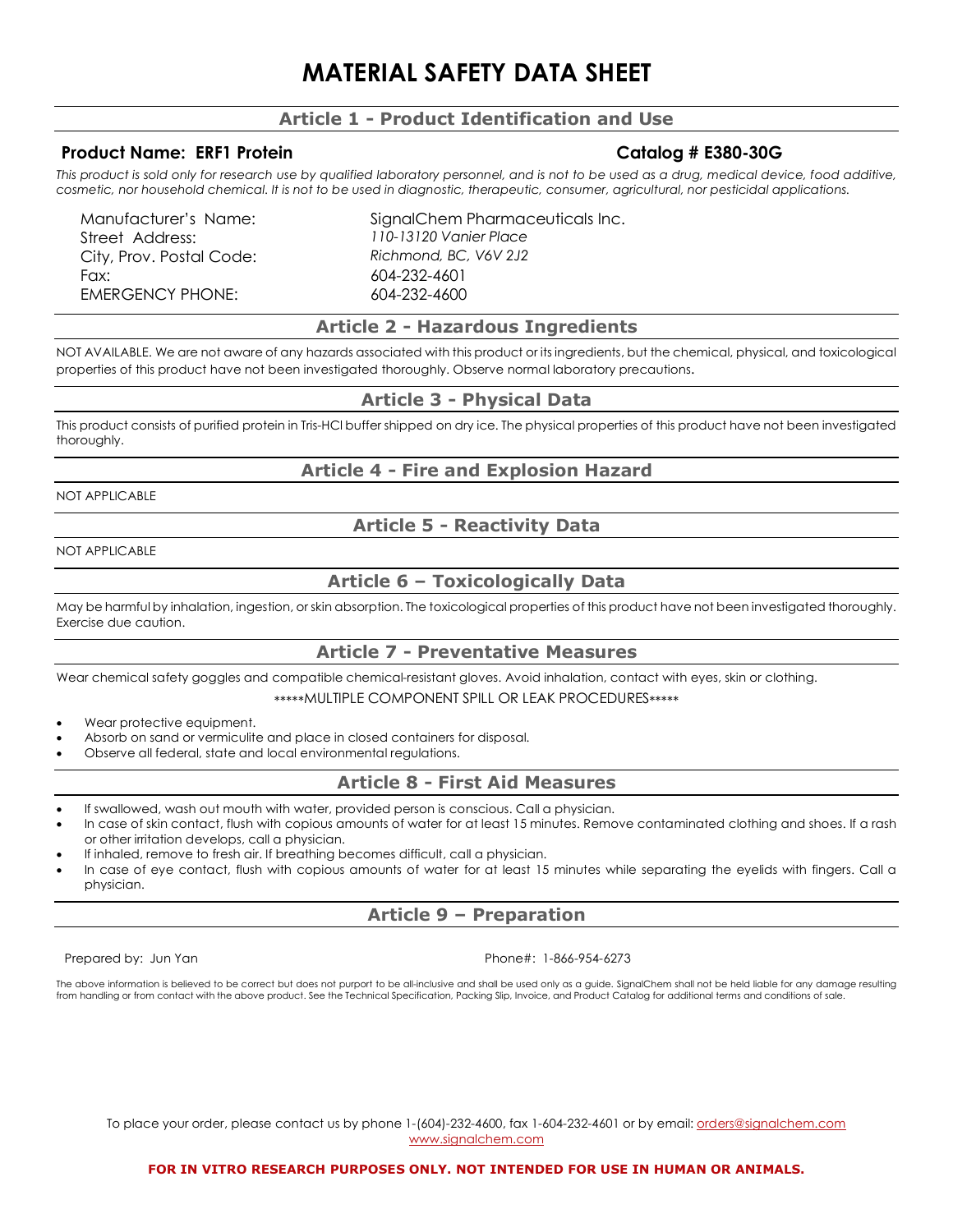# MATERIAL SAFETY DATA SHEET

## Article 1 - Product Identification and Use

**Product Name: ERF1 Protein** **Catalog # E380-30G**

*This product is sold only for research use by qualified laboratory personnel, and is not to be used as a drug, medical device, food additive, cosmetic, nor household chemical. It is not to be used in diagnostic, therapeutic, consumer, agricultural, nor pesticidal applications.*

| | |
|---|---|
| Manufacturer's Name: | SignalChem Pharmaceuticals Inc. |
| Street Address: | *110-13120 Vanier Place* |
| City, Prov. Postal Code: | *Richmond, BC, V6V 2J2* |
| Fax: | 604-232-4601 |
| EMERGENCY PHONE: | 604-232-4600 |

## Article 2 - Hazardous Ingredients

NOT AVAILABLE. We are not aware of any hazards associated with this product or its ingredients, but the chemical, physical, and toxicological properties of this product have not been investigated thoroughly. Observe normal laboratory precautions.

## Article 3 - Physical Data

This product consists of purified protein in Tris-HCl buffer shipped on dry ice. The physical properties of this product have not been investigated thoroughly.

## Article 4 - Fire and Explosion Hazard

NOT APPLICABLE

## Article 5 - Reactivity Data

NOT APPLICABLE

## Article 6 – Toxicologically Data

May be harmful by inhalation, ingestion, or skin absorption. The toxicological properties of this product have not been investigated thoroughly. Exercise due caution.

## Article 7 - Preventative Measures

Wear chemical safety goggles and compatible chemical-resistant gloves. Avoid inhalation, contact with eyes, skin or clothing.

*****MULTIPLE COMPONENT SPILL OR LEAK PROCEDURES*****

- Wear protective equipment.
- Absorb on sand or vermiculite and place in closed containers for disposal.
- Observe all federal, state and local environmental regulations.

## Article 8 - First Aid Measures

- If swallowed, wash out mouth with water, provided person is conscious. Call a physician.
- In case of skin contact, flush with copious amounts of water for at least 15 minutes. Remove contaminated clothing and shoes. If a rash or other irritation develops, call a physician.
- If inhaled, remove to fresh air. If breathing becomes difficult, call a physician.
- In case of eye contact, flush with copious amounts of water for at least 15 minutes while separating the eyelids with fingers. Call a physician.

## Article 9 – Preparation

Prepared by: Jun Yan Phone#: 1-866-954-6273

The above information is believed to be correct but does not purport to be all-inclusive and shall be used only as a guide. SignalChem shall not be held liable for any damage resulting from handling or from contact with the above product. See the Technical Specification, Packing Slip, Invoice, and Product Catalog for additional terms and conditions of sale.

To place your order, please contact us by phone 1-(604)-232-4600, fax 1-604-232-4601 or by email: orders@signalchem.com
www.signalchem.com

**FOR IN VITRO RESEARCH PURPOSES ONLY. NOT INTENDED FOR USE IN HUMAN OR ANIMALS.**